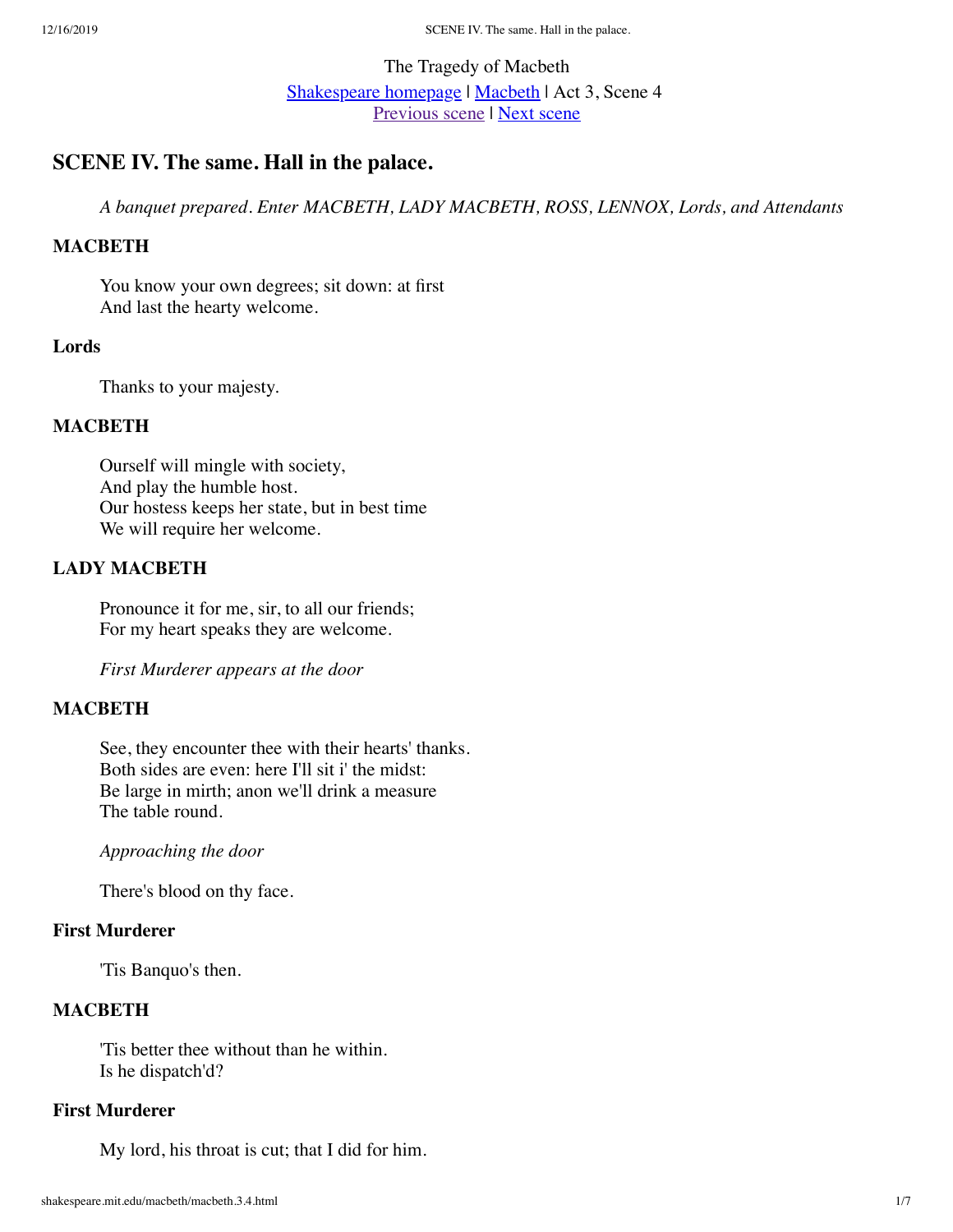The Tragedy of Macbeth

Shakespeare homepage | Macbeth | Act 3, Scene 4
Previous scene | Next scene

## SCENE IV. The same. Hall in the palace.

*A banquet prepared. Enter MACBETH, LADY MACBETH, ROSS, LENNOX, Lords, and Attendants*

### MACBETH

You know your own degrees; sit down: at first
And last the hearty welcome.

### Lords

Thanks to your majesty.

### MACBETH

Ourself will mingle with society,
And play the humble host.
Our hostess keeps her state, but in best time
We will require her welcome.

### LADY MACBETH

Pronounce it for me, sir, to all our friends;
For my heart speaks they are welcome.

*First Murderer appears at the door*

### MACBETH

See, they encounter thee with their hearts' thanks.
Both sides are even: here I'll sit i' the midst:
Be large in mirth; anon we'll drink a measure
The table round.

*Approaching the door*

There's blood on thy face.

### First Murderer

'Tis Banquo's then.

### MACBETH

'Tis better thee without than he within.
Is he dispatch'd?

### First Murderer

My lord, his throat is cut; that I did for him.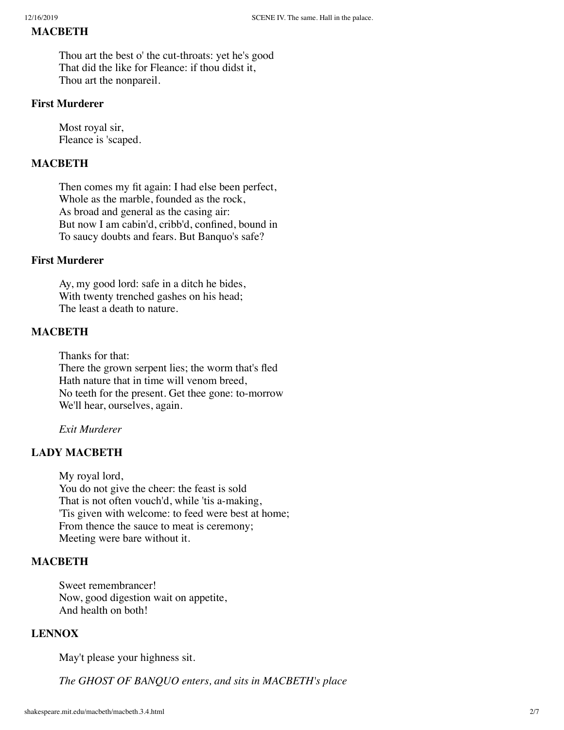**MACBETH**

> Thou art the best o' the cut-throats: yet he's good
> That did the like for Fleance: if thou didst it,
> Thou art the nonpareil.

**First Murderer**

> Most royal sir,
> Fleance is 'scaped.

**MACBETH**

> Then comes my fit again: I had else been perfect,
> Whole as the marble, founded as the rock,
> As broad and general as the casing air:
> But now I am cabin'd, cribb'd, confined, bound in
> To saucy doubts and fears. But Banquo's safe?

**First Murderer**

> Ay, my good lord: safe in a ditch he bides,
> With twenty trenched gashes on his head;
> The least a death to nature.

**MACBETH**

> Thanks for that:
> There the grown serpent lies; the worm that's fled
> Hath nature that in time will venom breed,
> No teeth for the present. Get thee gone: to-morrow
> We'll hear, ourselves, again.
>
> *Exit Murderer*

**LADY MACBETH**

> My royal lord,
> You do not give the cheer: the feast is sold
> That is not often vouch'd, while 'tis a-making,
> 'Tis given with welcome: to feed were best at home;
> From thence the sauce to meat is ceremony;
> Meeting were bare without it.

**MACBETH**

> Sweet remembrancer!
> Now, good digestion wait on appetite,
> And health on both!

**LENNOX**

> May't please your highness sit.
>
> *The GHOST OF BANQUO enters, and sits in MACBETH's place*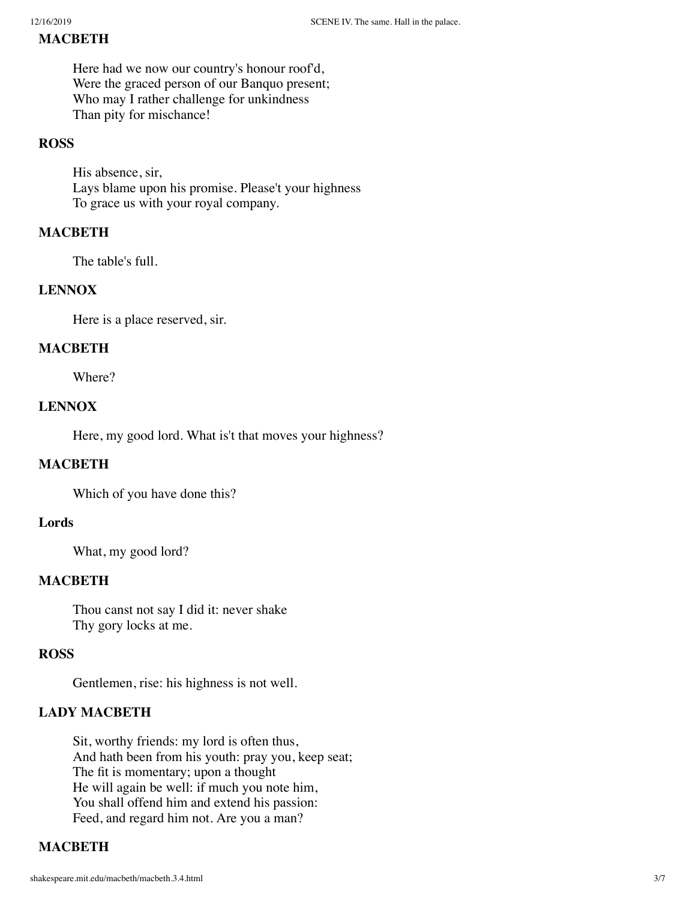**MACBETH**

Here had we now our country's honour roof'd,
Were the graced person of our Banquo present;
Who may I rather challenge for unkindness
Than pity for mischance!

**ROSS**

His absence, sir,
Lays blame upon his promise. Please't your highness
To grace us with your royal company.

**MACBETH**

The table's full.

**LENNOX**

Here is a place reserved, sir.

**MACBETH**

Where?

**LENNOX**

Here, my good lord. What is't that moves your highness?

**MACBETH**

Which of you have done this?

**Lords**

What, my good lord?

**MACBETH**

Thou canst not say I did it: never shake
Thy gory locks at me.

**ROSS**

Gentlemen, rise: his highness is not well.

**LADY MACBETH**

Sit, worthy friends: my lord is often thus,
And hath been from his youth: pray you, keep seat;
The fit is momentary; upon a thought
He will again be well: if much you note him,
You shall offend him and extend his passion:
Feed, and regard him not. Are you a man?

**MACBETH**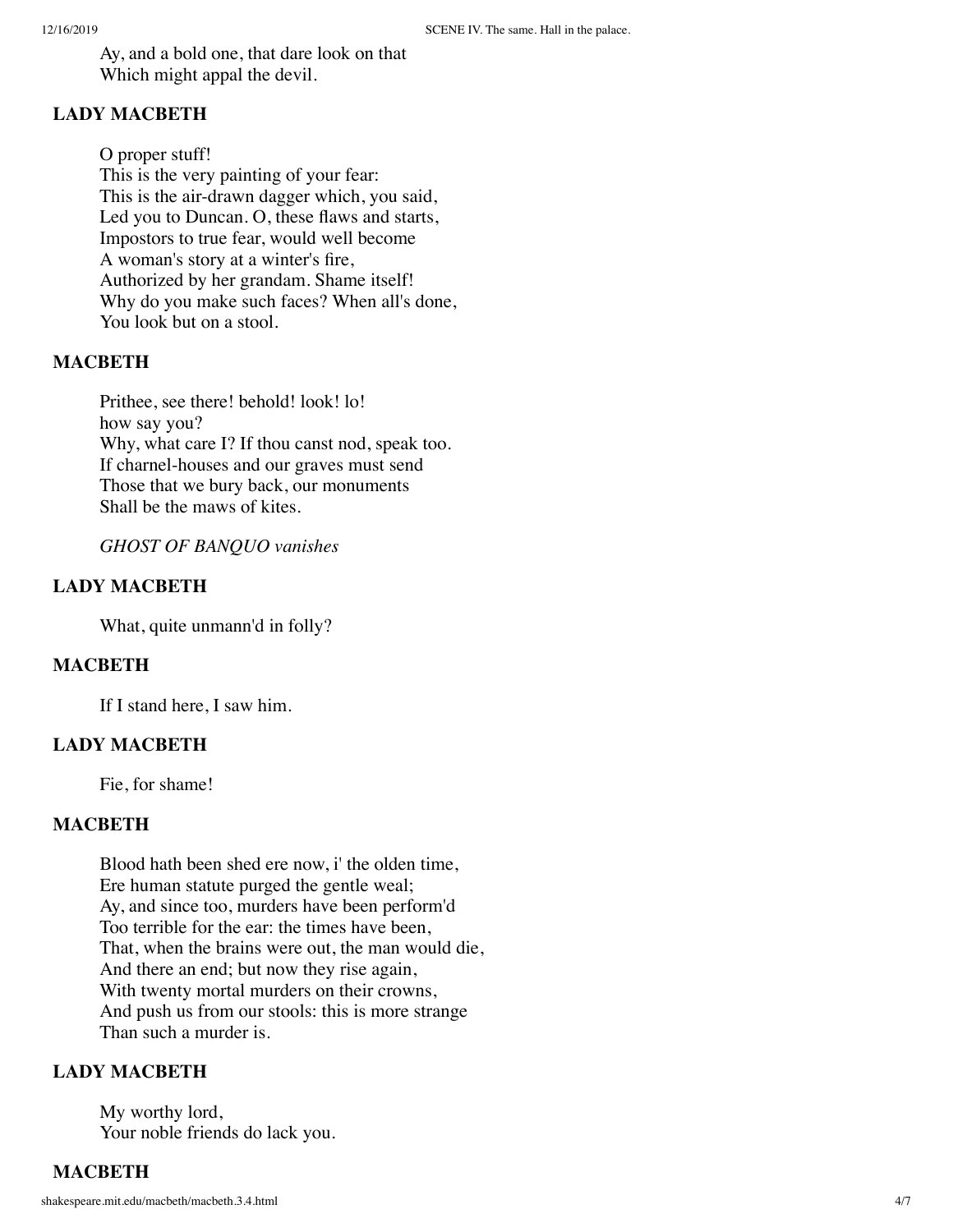Ay, and a bold one, that dare look on that
Which might appal the devil.

**LADY MACBETH**

O proper stuff!
This is the very painting of your fear:
This is the air-drawn dagger which, you said,
Led you to Duncan. O, these flaws and starts,
Impostors to true fear, would well become
A woman's story at a winter's fire,
Authorized by her grandam. Shame itself!
Why do you make such faces? When all's done,
You look but on a stool.

**MACBETH**

Prithee, see there! behold! look! lo!
how say you?
Why, what care I? If thou canst nod, speak too.
If charnel-houses and our graves must send
Those that we bury back, our monuments
Shall be the maws of kites.

*GHOST OF BANQUO vanishes*

**LADY MACBETH**

What, quite unmann'd in folly?

**MACBETH**

If I stand here, I saw him.

**LADY MACBETH**

Fie, for shame!

**MACBETH**

Blood hath been shed ere now, i' the olden time,
Ere human statute purged the gentle weal;
Ay, and since too, murders have been perform'd
Too terrible for the ear: the times have been,
That, when the brains were out, the man would die,
And there an end; but now they rise again,
With twenty mortal murders on their crowns,
And push us from our stools: this is more strange
Than such a murder is.

**LADY MACBETH**

My worthy lord,
Your noble friends do lack you.

**MACBETH**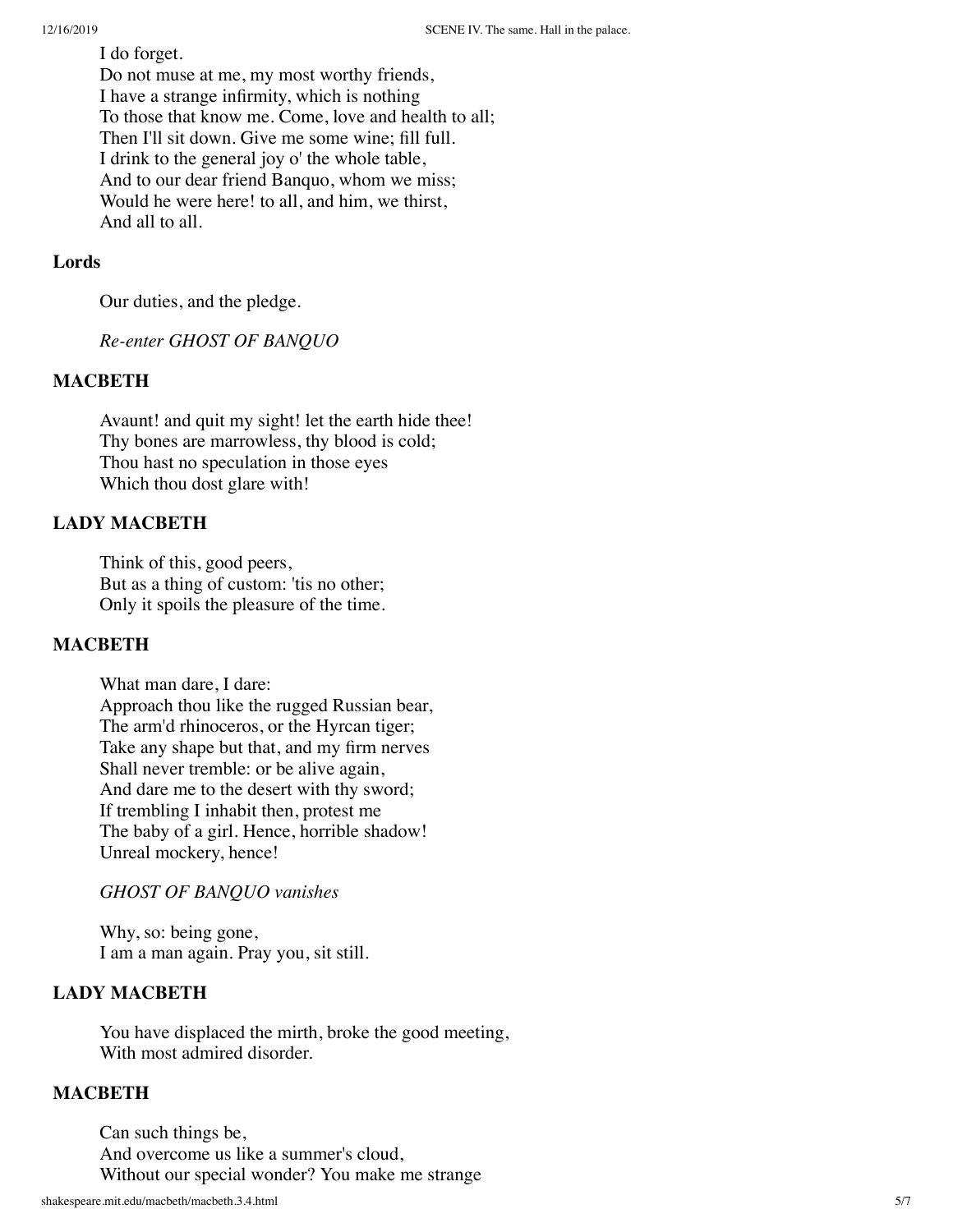I do forget.
Do not muse at me, my most worthy friends,
I have a strange infirmity, which is nothing
To those that know me. Come, love and health to all;
Then I'll sit down. Give me some wine; fill full.
I drink to the general joy o' the whole table,
And to our dear friend Banquo, whom we miss;
Would he were here! to all, and him, we thirst,
And all to all.

**Lords**

Our duties, and the pledge.

*Re-enter GHOST OF BANQUO*

**MACBETH**

Avaunt! and quit my sight! let the earth hide thee!
Thy bones are marrowless, thy blood is cold;
Thou hast no speculation in those eyes
Which thou dost glare with!

**LADY MACBETH**

Think of this, good peers,
But as a thing of custom: 'tis no other;
Only it spoils the pleasure of the time.

**MACBETH**

What man dare, I dare:
Approach thou like the rugged Russian bear,
The arm'd rhinoceros, or the Hyrcan tiger;
Take any shape but that, and my firm nerves
Shall never tremble: or be alive again,
And dare me to the desert with thy sword;
If trembling I inhabit then, protest me
The baby of a girl. Hence, horrible shadow!
Unreal mockery, hence!

*GHOST OF BANQUO vanishes*

Why, so: being gone,
I am a man again. Pray you, sit still.

**LADY MACBETH**

You have displaced the mirth, broke the good meeting,
With most admired disorder.

**MACBETH**

Can such things be,
And overcome us like a summer's cloud,
Without our special wonder? You make me strange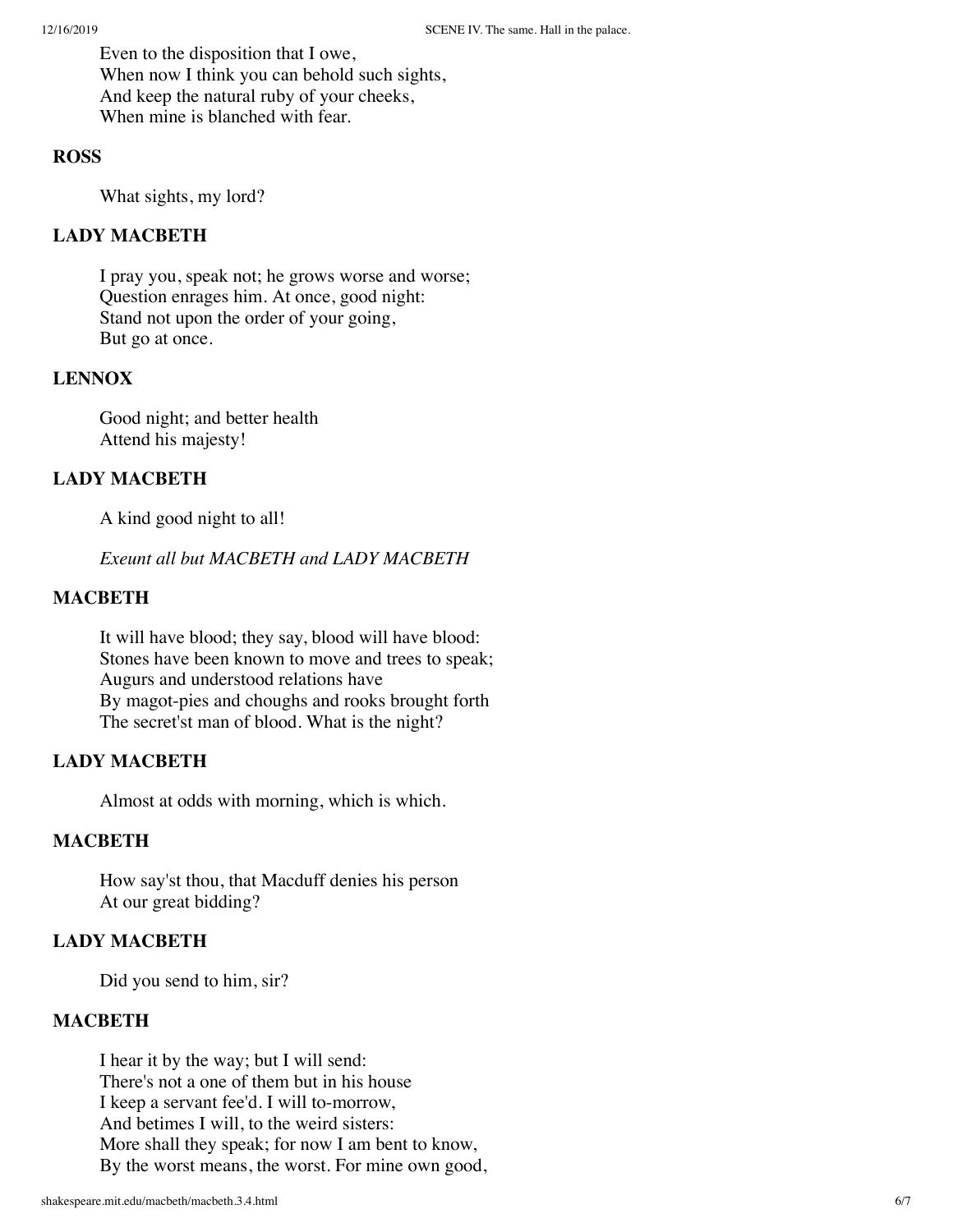Even to the disposition that I owe,
When now I think you can behold such sights,
And keep the natural ruby of your cheeks,
When mine is blanched with fear.

**ROSS**

What sights, my lord?

**LADY MACBETH**

I pray you, speak not; he grows worse and worse;
Question enrages him. At once, good night:
Stand not upon the order of your going,
But go at once.

**LENNOX**

Good night; and better health
Attend his majesty!

**LADY MACBETH**

A kind good night to all!

*Exeunt all but MACBETH and LADY MACBETH*

**MACBETH**

It will have blood; they say, blood will have blood:
Stones have been known to move and trees to speak;
Augurs and understood relations have
By magot-pies and choughs and rooks brought forth
The secret'st man of blood. What is the night?

**LADY MACBETH**

Almost at odds with morning, which is which.

**MACBETH**

How say'st thou, that Macduff denies his person
At our great bidding?

**LADY MACBETH**

Did you send to him, sir?

**MACBETH**

I hear it by the way; but I will send:
There's not a one of them but in his house
I keep a servant fee'd. I will to-morrow,
And betimes I will, to the weird sisters:
More shall they speak; for now I am bent to know,
By the worst means, the worst. For mine own good,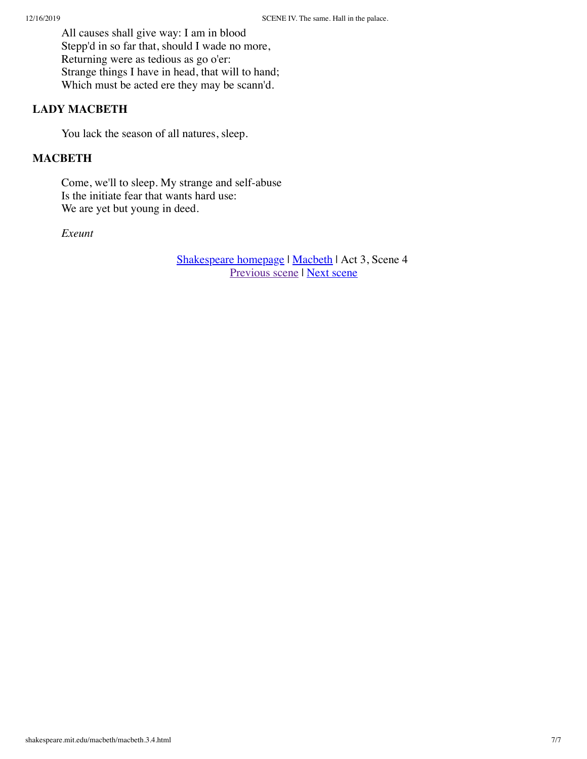All causes shall give way: I am in blood
Stepp'd in so far that, should I wade no more,
Returning were as tedious as go o'er:
Strange things I have in head, that will to hand;
Which must be acted ere they may be scann'd.

**LADY MACBETH**

You lack the season of all natures, sleep.

**MACBETH**

Come, we'll to sleep. My strange and self-abuse
Is the initiate fear that wants hard use:
We are yet but young in deed.

*Exeunt*

Shakespeare homepage | Macbeth | Act 3, Scene 4
Previous scene | Next scene